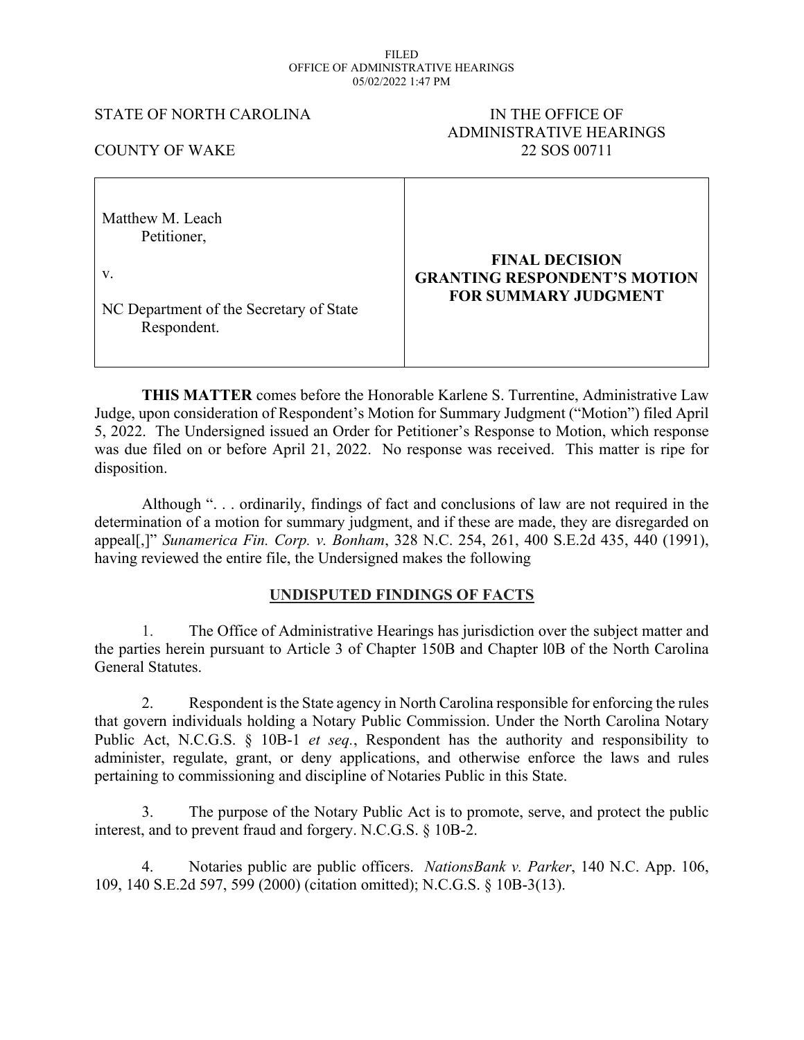FILED
OFFICE OF ADMINISTRATIVE HEARINGS
05/02/2022 1:47 PM

STATE OF NORTH CAROLINA

COUNTY OF WAKE

IN THE OFFICE OF
ADMINISTRATIVE HEARINGS
22 SOS 00711

| | |
|---|---|
| Matthew M. Leach<br>Petitioner,<br><br>v.<br><br>NC Department of the Secretary of State<br>Respondent. | **FINAL DECISION<br>GRANTING RESPONDENT'S MOTION<br>FOR SUMMARY JUDGMENT** |

**THIS MATTER** comes before the Honorable Karlene S. Turrentine, Administrative Law Judge, upon consideration of Respondent's Motion for Summary Judgment ("Motion") filed April 5, 2022. The Undersigned issued an Order for Petitioner's Response to Motion, which response was due filed on or before April 21, 2022. No response was received. This matter is ripe for disposition.

Although ". . . ordinarily, findings of fact and conclusions of law are not required in the determination of a motion for summary judgment, and if these are made, they are disregarded on appeal[,]" *Sunamerica Fin. Corp. v. Bonham*, 328 N.C. 254, 261, 400 S.E.2d 435, 440 (1991), having reviewed the entire file, the Undersigned makes the following

## UNDISPUTED FINDINGS OF FACTS

1. The Office of Administrative Hearings has jurisdiction over the subject matter and the parties herein pursuant to Article 3 of Chapter 150B and Chapter l0B of the North Carolina General Statutes.

2. Respondent is the State agency in North Carolina responsible for enforcing the rules that govern individuals holding a Notary Public Commission. Under the North Carolina Notary Public Act, N.C.G.S. § 10B-1 *et seq.*, Respondent has the authority and responsibility to administer, regulate, grant, or deny applications, and otherwise enforce the laws and rules pertaining to commissioning and discipline of Notaries Public in this State.

3. The purpose of the Notary Public Act is to promote, serve, and protect the public interest, and to prevent fraud and forgery. N.C.G.S. § 10B-2.

4. Notaries public are public officers. *NationsBank v. Parker*, 140 N.C. App. 106, 109, 140 S.E.2d 597, 599 (2000) (citation omitted); N.C.G.S. § 10B-3(13).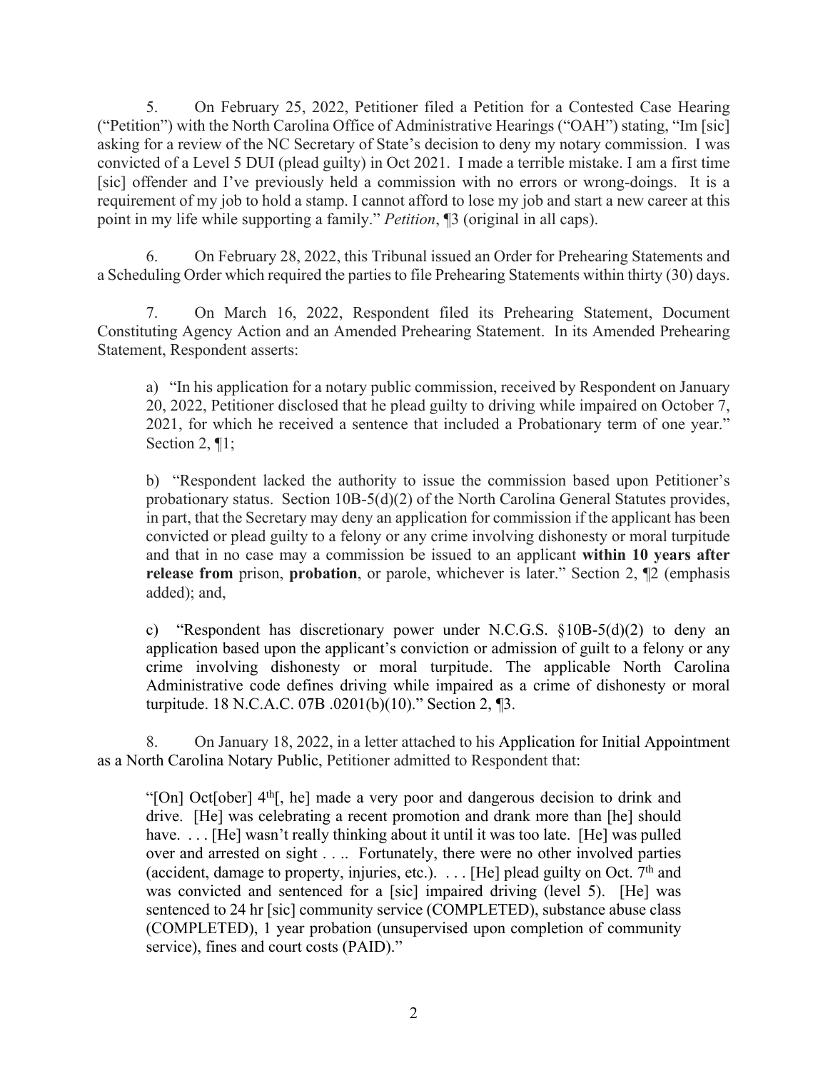5. On February 25, 2022, Petitioner filed a Petition for a Contested Case Hearing ("Petition") with the North Carolina Office of Administrative Hearings ("OAH") stating, "Im [sic] asking for a review of the NC Secretary of State's decision to deny my notary commission. I was convicted of a Level 5 DUI (plead guilty) in Oct 2021. I made a terrible mistake. I am a first time [sic] offender and I've previously held a commission with no errors or wrong-doings. It is a requirement of my job to hold a stamp. I cannot afford to lose my job and start a new career at this point in my life while supporting a family." *Petition*, ¶3 (original in all caps).

6. On February 28, 2022, this Tribunal issued an Order for Prehearing Statements and a Scheduling Order which required the parties to file Prehearing Statements within thirty (30) days.

7. On March 16, 2022, Respondent filed its Prehearing Statement, Document Constituting Agency Action and an Amended Prehearing Statement. In its Amended Prehearing Statement, Respondent asserts:

> a) "In his application for a notary public commission, received by Respondent on January 20, 2022, Petitioner disclosed that he plead guilty to driving while impaired on October 7, 2021, for which he received a sentence that included a Probationary term of one year." Section 2, ¶1;
>
> b) "Respondent lacked the authority to issue the commission based upon Petitioner's probationary status. Section 10B-5(d)(2) of the North Carolina General Statutes provides, in part, that the Secretary may deny an application for commission if the applicant has been convicted or plead guilty to a felony or any crime involving dishonesty or moral turpitude and that in no case may a commission be issued to an applicant **within 10 years after release from** prison, **probation**, or parole, whichever is later." Section 2, ¶2 (emphasis added); and,
>
> c) "Respondent has discretionary power under N.C.G.S. §10B-5(d)(2) to deny an application based upon the applicant's conviction or admission of guilt to a felony or any crime involving dishonesty or moral turpitude. The applicable North Carolina Administrative code defines driving while impaired as a crime of dishonesty or moral turpitude. 18 N.C.A.C. 07B .0201(b)(10)." Section 2, ¶3.

8. On January 18, 2022, in a letter attached to his Application for Initial Appointment as a North Carolina Notary Public, Petitioner admitted to Respondent that:

> "[On] Oct[ober] 4th[, he] made a very poor and dangerous decision to drink and drive. [He] was celebrating a recent promotion and drank more than [he] should have. . . . [He] wasn't really thinking about it until it was too late. [He] was pulled over and arrested on sight . . .. Fortunately, there were no other involved parties (accident, damage to property, injuries, etc.). . . . [He] plead guilty on Oct. 7th and was convicted and sentenced for a [sic] impaired driving (level 5). [He] was sentenced to 24 hr [sic] community service (COMPLETED), substance abuse class (COMPLETED), 1 year probation (unsupervised upon completion of community service), fines and court costs (PAID)."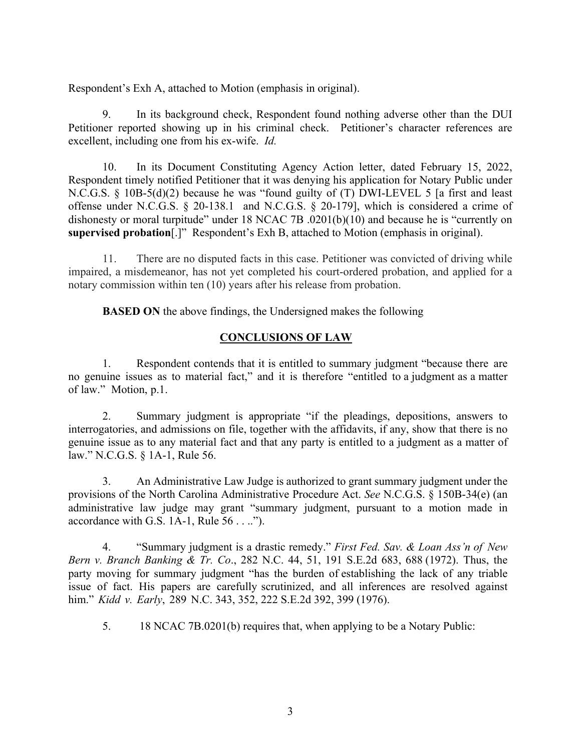Respondent's Exh A, attached to Motion (emphasis in original).

9. In its background check, Respondent found nothing adverse other than the DUI Petitioner reported showing up in his criminal check. Petitioner's character references are excellent, including one from his ex-wife. *Id.*

10. In its Document Constituting Agency Action letter, dated February 15, 2022, Respondent timely notified Petitioner that it was denying his application for Notary Public under N.C.G.S. § 10B-5(d)(2) because he was "found guilty of (T) DWI-LEVEL 5 [a first and least offense under N.C.G.S. § 20-138.1 and N.C.G.S. § 20-179], which is considered a crime of dishonesty or moral turpitude" under 18 NCAC 7B .0201(b)(10) and because he is "currently on **supervised probation**[.]" Respondent's Exh B, attached to Motion (emphasis in original).

11. There are no disputed facts in this case. Petitioner was convicted of driving while impaired, a misdemeanor, has not yet completed his court-ordered probation, and applied for a notary commission within ten (10) years after his release from probation.

**BASED ON** the above findings, the Undersigned makes the following

## CONCLUSIONS OF LAW

1. Respondent contends that it is entitled to summary judgment "because there are no genuine issues as to material fact," and it is therefore "entitled to a judgment as a matter of law." Motion, p.1.

2. Summary judgment is appropriate "if the pleadings, depositions, answers to interrogatories, and admissions on file, together with the affidavits, if any, show that there is no genuine issue as to any material fact and that any party is entitled to a judgment as a matter of law." N.C.G.S. § 1A-1, Rule 56.

3. An Administrative Law Judge is authorized to grant summary judgment under the provisions of the North Carolina Administrative Procedure Act. *See* N.C.G.S. § 150B-34(e) (an administrative law judge may grant "summary judgment, pursuant to a motion made in accordance with G.S. 1A-1, Rule 56 . . ..").

4. "Summary judgment is a drastic remedy." *First Fed. Sav. & Loan Ass'n of New Bern v. Branch Banking & Tr. Co*., 282 N.C. 44, 51, 191 S.E.2d 683, 688 (1972). Thus, the party moving for summary judgment "has the burden of establishing the lack of any triable issue of fact. His papers are carefully scrutinized, and all inferences are resolved against him." *Kidd v. Early*, 289 N.C. 343, 352, 222 S.E.2d 392, 399 (1976).

5. 18 NCAC 7B.0201(b) requires that, when applying to be a Notary Public: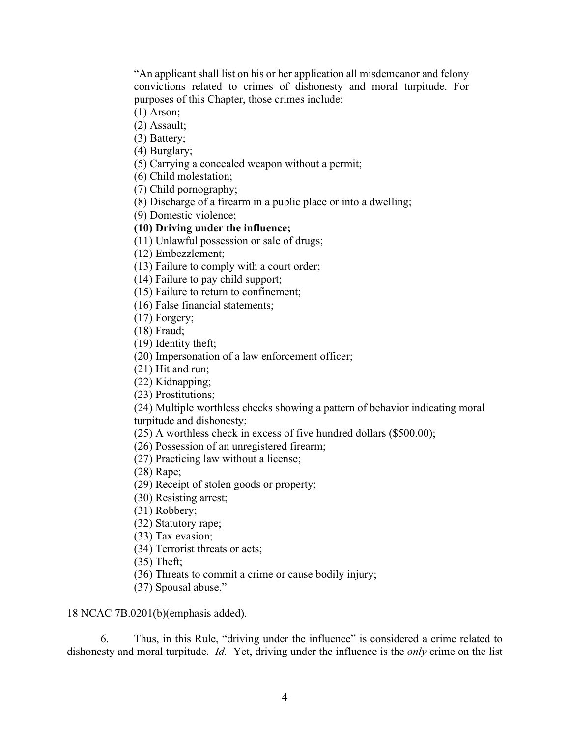"An applicant shall list on his or her application all misdemeanor and felony convictions related to crimes of dishonesty and moral turpitude. For purposes of this Chapter, those crimes include:

(1) Arson;
(2) Assault;
(3) Battery;
(4) Burglary;
(5) Carrying a concealed weapon without a permit;
(6) Child molestation;
(7) Child pornography;
(8) Discharge of a firearm in a public place or into a dwelling;
(9) Domestic violence;
**(10) Driving under the influence;**
(11) Unlawful possession or sale of drugs;
(12) Embezzlement;
(13) Failure to comply with a court order;
(14) Failure to pay child support;
(15) Failure to return to confinement;
(16) False financial statements;
(17) Forgery;
(18) Fraud;
(19) Identity theft;
(20) Impersonation of a law enforcement officer;
(21) Hit and run;
(22) Kidnapping;
(23) Prostitutions;
(24) Multiple worthless checks showing a pattern of behavior indicating moral turpitude and dishonesty;
(25) A worthless check in excess of five hundred dollars ($500.00);
(26) Possession of an unregistered firearm;
(27) Practicing law without a license;
(28) Rape;
(29) Receipt of stolen goods or property;
(30) Resisting arrest;
(31) Robbery;
(32) Statutory rape;
(33) Tax evasion;
(34) Terrorist threats or acts;
(35) Theft;
(36) Threats to commit a crime or cause bodily injury;
(37) Spousal abuse."

18 NCAC 7B.0201(b)(emphasis added).

6. Thus, in this Rule, "driving under the influence" is considered a crime related to dishonesty and moral turpitude. *Id.* Yet, driving under the influence is the *only* crime on the list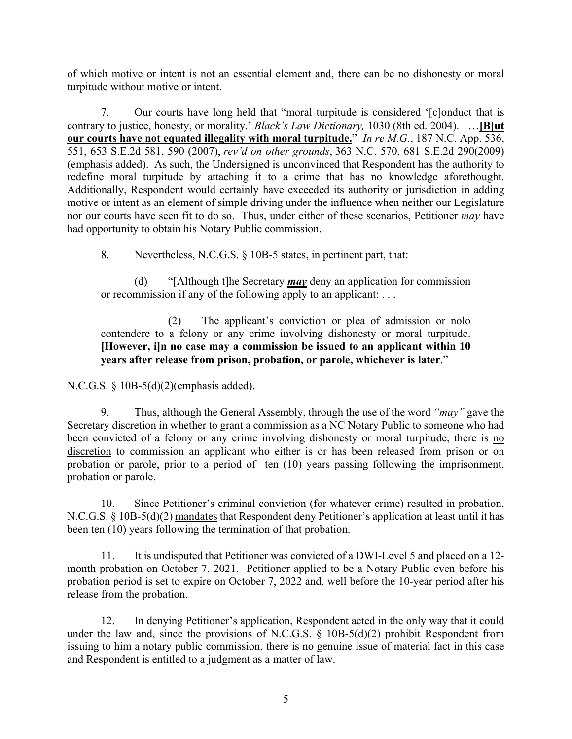of which motive or intent is not an essential element and, there can be no dishonesty or moral turpitude without motive or intent.

7. Our courts have long held that "moral turpitude is considered '[c]onduct that is contrary to justice, honesty, or morality.' *Black's Law Dictionary,* 1030 (8th ed. 2004). …**[B]ut our courts have not equated illegality with moral turpitude.**" *In re M.G.*, 187 N.C. App. 536, 551, 653 S.E.2d 581, 590 (2007), *rev'd on other grounds*, 363 N.C. 570, 681 S.E.2d 290(2009) (emphasis added). As such, the Undersigned is unconvinced that Respondent has the authority to redefine moral turpitude by attaching it to a crime that has no knowledge aforethought. Additionally, Respondent would certainly have exceeded its authority or jurisdiction in adding motive or intent as an element of simple driving under the influence when neither our Legislature nor our courts have seen fit to do so. Thus, under either of these scenarios, Petitioner *may* have had opportunity to obtain his Notary Public commission.

8. Nevertheless, N.C.G.S. § 10B-5 states, in pertinent part, that:

> (d) "[Although t]he Secretary ***may*** deny an application for commission or recommission if any of the following apply to an applicant: . . .
>
> (2) The applicant's conviction or plea of admission or nolo contendere to a felony or any crime involving dishonesty or moral turpitude. **[However, i]n no case may a commission be issued to an applicant within 10 years after release from prison, probation, or parole, whichever is later**."

N.C.G.S. § 10B-5(d)(2)(emphasis added).

9. Thus, although the General Assembly, through the use of the word *"may"* gave the Secretary discretion in whether to grant a commission as a NC Notary Public to someone who had been convicted of a felony or any crime involving dishonesty or moral turpitude, there is no discretion to commission an applicant who either is or has been released from prison or on probation or parole, prior to a period of ten (10) years passing following the imprisonment, probation or parole.

10. Since Petitioner's criminal conviction (for whatever crime) resulted in probation, N.C.G.S. § 10B-5(d)(2) mandates that Respondent deny Petitioner's application at least until it has been ten (10) years following the termination of that probation.

11. It is undisputed that Petitioner was convicted of a DWI-Level 5 and placed on a 12-month probation on October 7, 2021. Petitioner applied to be a Notary Public even before his probation period is set to expire on October 7, 2022 and, well before the 10-year period after his release from the probation.

12. In denying Petitioner's application, Respondent acted in the only way that it could under the law and, since the provisions of N.C.G.S. § 10B-5(d)(2) prohibit Respondent from issuing to him a notary public commission, there is no genuine issue of material fact in this case and Respondent is entitled to a judgment as a matter of law.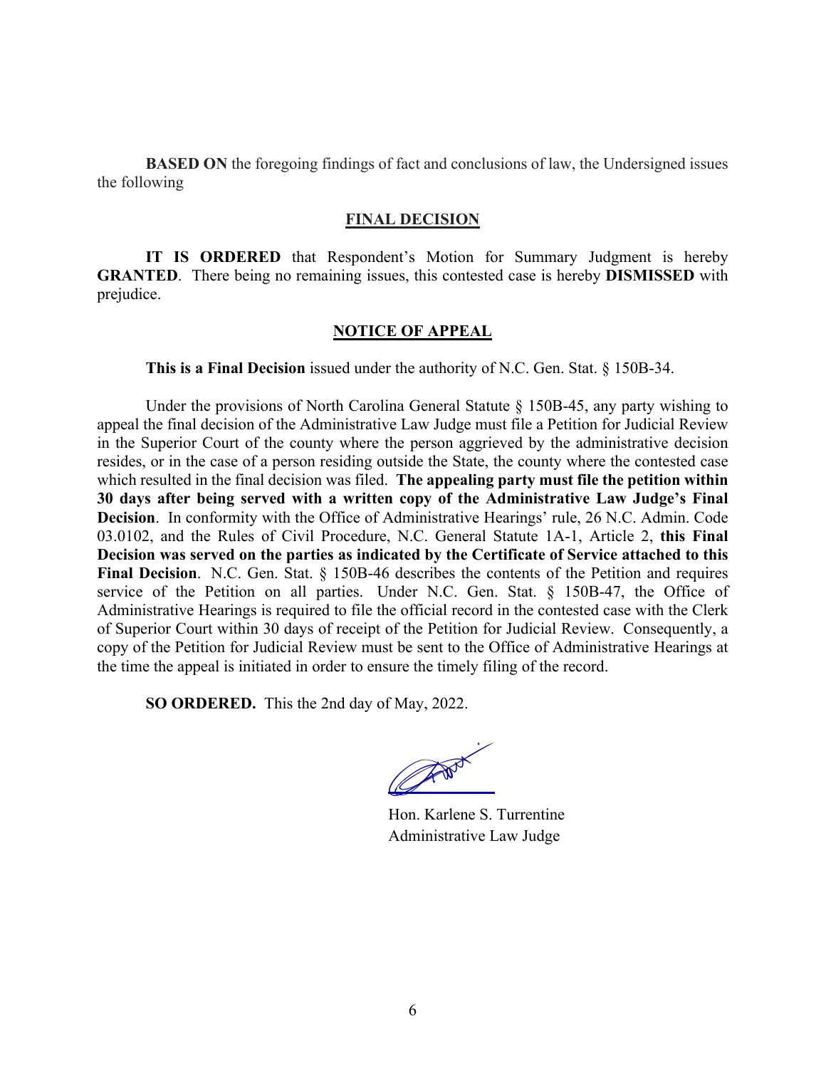**BASED ON** the foregoing findings of fact and conclusions of law, the Undersigned issues the following

## FINAL DECISION

**IT IS ORDERED** that Respondent's Motion for Summary Judgment is hereby **GRANTED**. There being no remaining issues, this contested case is hereby **DISMISSED** with prejudice.

## NOTICE OF APPEAL

**This is a Final Decision** issued under the authority of N.C. Gen. Stat. § 150B-34.

Under the provisions of North Carolina General Statute § 150B-45, any party wishing to appeal the final decision of the Administrative Law Judge must file a Petition for Judicial Review in the Superior Court of the county where the person aggrieved by the administrative decision resides, or in the case of a person residing outside the State, the county where the contested case which resulted in the final decision was filed. **The appealing party must file the petition within 30 days after being served with a written copy of the Administrative Law Judge's Final Decision**. In conformity with the Office of Administrative Hearings' rule, 26 N.C. Admin. Code 03.0102, and the Rules of Civil Procedure, N.C. General Statute 1A-1, Article 2, **this Final Decision was served on the parties as indicated by the Certificate of Service attached to this Final Decision**. N.C. Gen. Stat. § 150B-46 describes the contents of the Petition and requires service of the Petition on all parties. Under N.C. Gen. Stat. § 150B-47, the Office of Administrative Hearings is required to file the official record in the contested case with the Clerk of Superior Court within 30 days of receipt of the Petition for Judicial Review. Consequently, a copy of the Petition for Judicial Review must be sent to the Office of Administrative Hearings at the time the appeal is initiated in order to ensure the timely filing of the record.

**SO ORDERED.** This the 2nd day of May, 2022.

Hon. Karlene S. Turrentine
Administrative Law Judge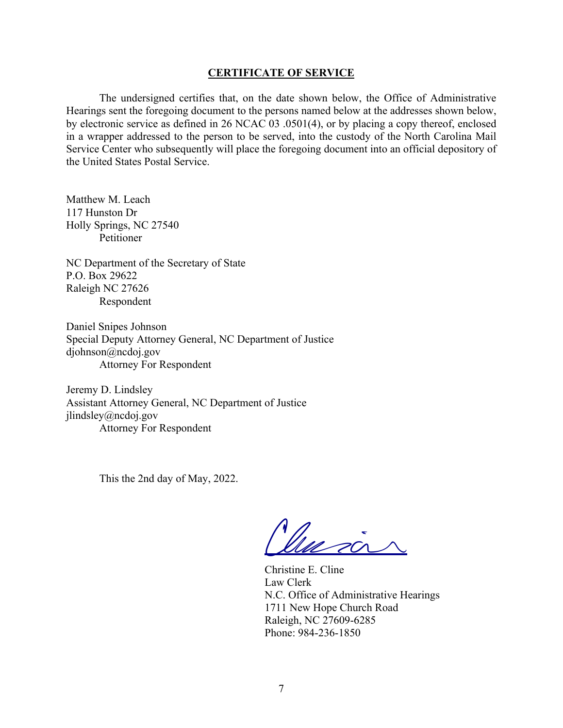## CERTIFICATE OF SERVICE

The undersigned certifies that, on the date shown below, the Office of Administrative Hearings sent the foregoing document to the persons named below at the addresses shown below, by electronic service as defined in 26 NCAC 03 .0501(4), or by placing a copy thereof, enclosed in a wrapper addressed to the person to be served, into the custody of the North Carolina Mail Service Center who subsequently will place the foregoing document into an official depository of the United States Postal Service.

Matthew M. Leach
117 Hunston Dr
Holly Springs, NC 27540
Petitioner

NC Department of the Secretary of State
P.O. Box 29622
Raleigh NC 27626
Respondent

Daniel Snipes Johnson
Special Deputy Attorney General, NC Department of Justice
djohnson@ncdoj.gov
Attorney For Respondent

Jeremy D. Lindsley
Assistant Attorney General, NC Department of Justice
jlindsley@ncdoj.gov
Attorney For Respondent

This the 2nd day of May, 2022.

Christine E. Cline
Law Clerk
N.C. Office of Administrative Hearings
1711 New Hope Church Road
Raleigh, NC 27609-6285
Phone: 984-236-1850